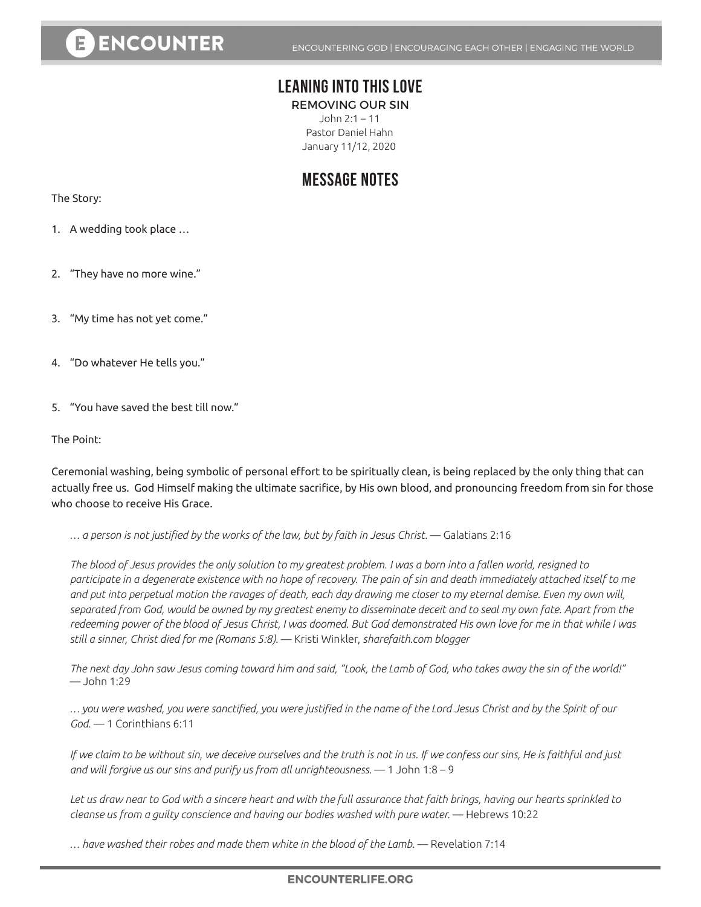# LEANING INTO THIS LOVE

### REMOVING OUR SIN

John 2:1 – 11
Pastor Daniel Hahn
January 11/12, 2020

## MESSAGE NOTES

The Story:

1. A wedding took place …

2. "They have no more wine."

3. "My time has not yet come."

4. "Do whatever He tells you."

5. "You have saved the best till now."

The Point:

Ceremonial washing, being symbolic of personal effort to be spiritually clean, is being replaced by the only thing that can actually free us. God Himself making the ultimate sacrifice, by His own blood, and pronouncing freedom from sin for those who choose to receive His Grace.

> *… a person is not justified by the works of the law, but by faith in Jesus Christ.* — Galatians 2:16

> *The blood of Jesus provides the only solution to my greatest problem. I was a born into a fallen world, resigned to participate in a degenerate existence with no hope of recovery. The pain of sin and death immediately attached itself to me and put into perpetual motion the ravages of death, each day drawing me closer to my eternal demise. Even my own will, separated from God, would be owned by my greatest enemy to disseminate deceit and to seal my own fate. Apart from the redeeming power of the blood of Jesus Christ, I was doomed. But God demonstrated His own love for me in that while I was still a sinner, Christ died for me (Romans 5:8).* — Kristi Winkler, *sharefaith.com blogger*

> *The next day John saw Jesus coming toward him and said, "Look, the Lamb of God, who takes away the sin of the world!"* — John 1:29

> *… you were washed, you were sanctified, you were justified in the name of the Lord Jesus Christ and by the Spirit of our God.* — 1 Corinthians 6:11

> *If we claim to be without sin, we deceive ourselves and the truth is not in us. If we confess our sins, He is faithful and just and will forgive us our sins and purify us from all unrighteousness.* — 1 John 1:8 – 9

> *Let us draw near to God with a sincere heart and with the full assurance that faith brings, having our hearts sprinkled to cleanse us from a guilty conscience and having our bodies washed with pure water.* — Hebrews 10:22

> *… have washed their robes and made them white in the blood of the Lamb.* — Revelation 7:14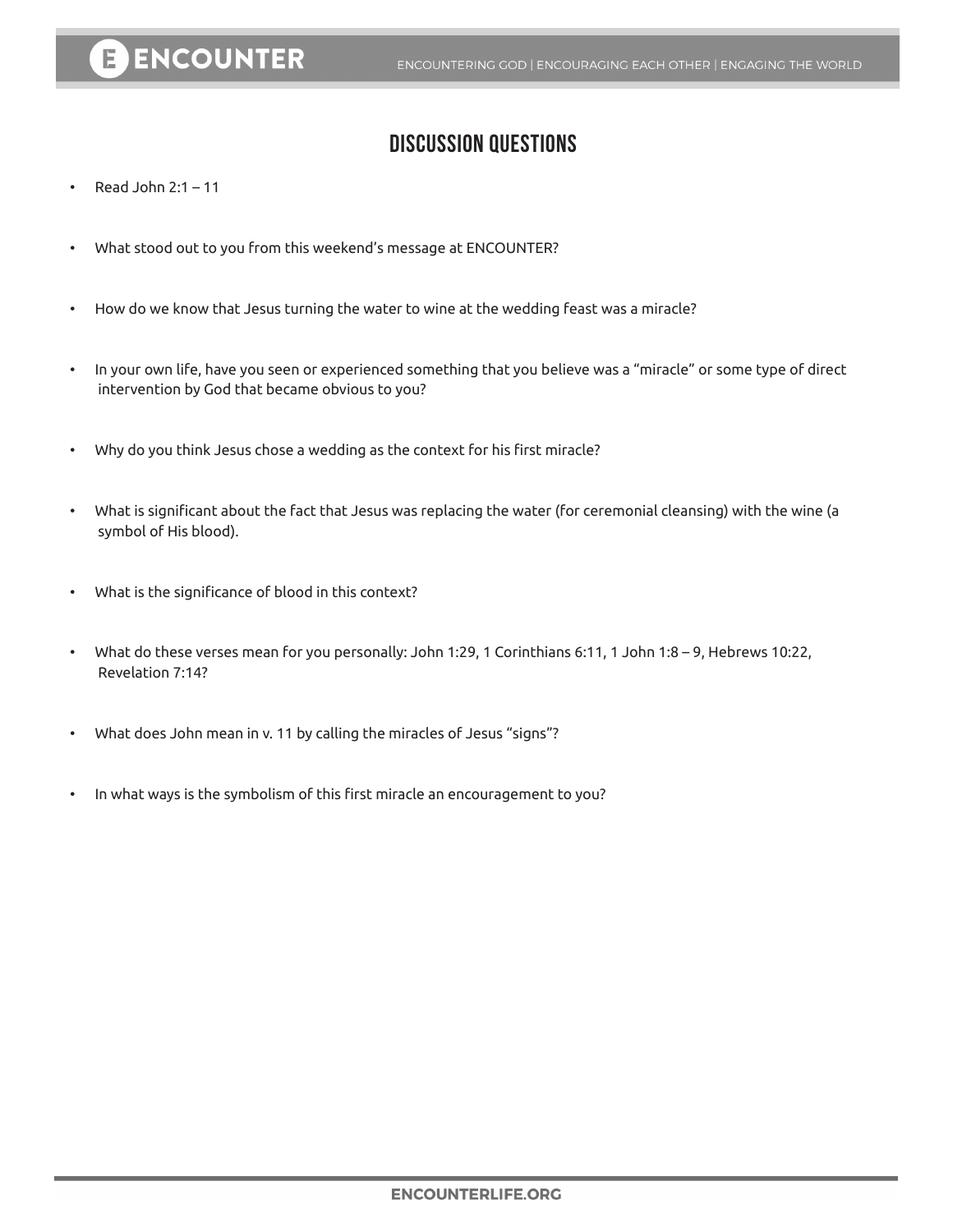## DISCUSSION QUESTIONS

- Read John 2:1 – 11
- What stood out to you from this weekend's message at ENCOUNTER?
- How do we know that Jesus turning the water to wine at the wedding feast was a miracle?
- In your own life, have you seen or experienced something that you believe was a "miracle" or some type of direct intervention by God that became obvious to you?
- Why do you think Jesus chose a wedding as the context for his first miracle?
- What is significant about the fact that Jesus was replacing the water (for ceremonial cleansing) with the wine (a symbol of His blood).
- What is the significance of blood in this context?
- What do these verses mean for you personally: John 1:29, 1 Corinthians 6:11, 1 John 1:8 – 9, Hebrews 10:22, Revelation 7:14?
- What does John mean in v. 11 by calling the miracles of Jesus "signs"?
- In what ways is the symbolism of this first miracle an encouragement to you?